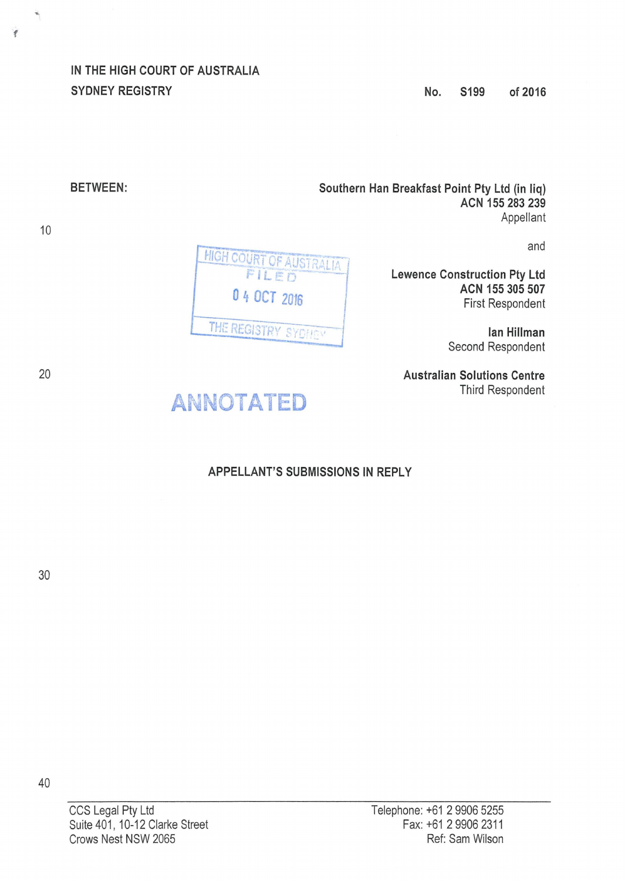IN THE HIGH COURT OF AUSTRALIA
SYDNEY REGISTRY

No. S199 of 2016

BETWEEN:

**Southern Han Breakfast Point Pty Ltd (in liq)**
**ACN 155 283 239**
Appellant

and

**Lewence Construction Pty Ltd**
**ACN 155 305 507**
First Respondent

**Ian Hillman**
Second Respondent

**Australian Solutions Centre**
Third Respondent

HIGH COURT OF AUSTRALIA
FILED
04 OCT 2016
THE REGISTRY SYDNEY

ANNOTATED

## APPELLANT'S SUBMISSIONS IN REPLY

CCS Legal Pty Ltd
Suite 401, 10-12 Clarke Street
Crows Nest NSW 2065

Telephone: +61 2 9906 5255
Fax: +61 2 9906 2311
Ref: Sam Wilson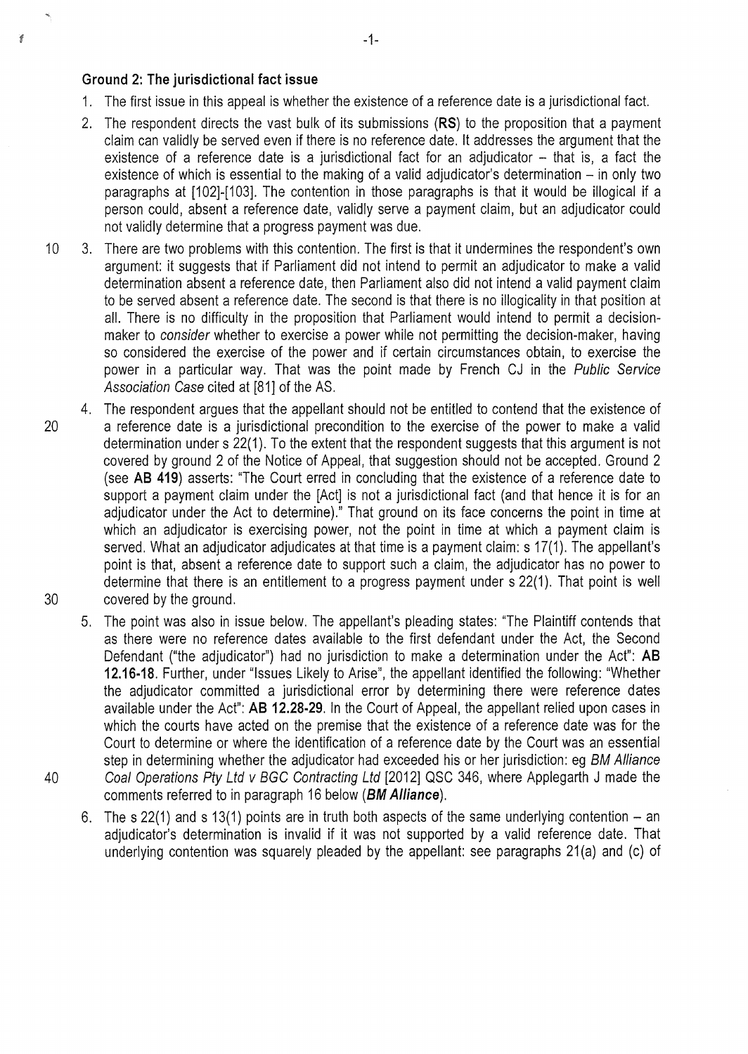### Ground 2: The jurisdictional fact issue

1. The first issue in this appeal is whether the existence of a reference date is a jurisdictional fact.

2. The respondent directs the vast bulk of its submissions (**RS**) to the proposition that a payment claim can validly be served even if there is no reference date. It addresses the argument that the existence of a reference date is a jurisdictional fact for an adjudicator – that is, a fact the existence of which is essential to the making of a valid adjudicator's determination – in only two paragraphs at [102]-[103]. The contention in those paragraphs is that it would be illogical if a person could, absent a reference date, validly serve a payment claim, but an adjudicator could not validly determine that a progress payment was due.

3. There are two problems with this contention. The first is that it undermines the respondent's own argument: it suggests that if Parliament did not intend to permit an adjudicator to make a valid determination absent a reference date, then Parliament also did not intend a valid payment claim to be served absent a reference date. The second is that there is no illogicality in that position at all. There is no difficulty in the proposition that Parliament would intend to permit a decision-maker to *consider* whether to exercise a power while not permitting the decision-maker, having so considered the exercise of the power and if certain circumstances obtain, to exercise the power in a particular way. That was the point made by French CJ in the *Public Service Association Case* cited at [81] of the AS.

4. The respondent argues that the appellant should not be entitled to contend that the existence of a reference date is a jurisdictional precondition to the exercise of the power to make a valid determination under s 22(1). To the extent that the respondent suggests that this argument is not covered by ground 2 of the Notice of Appeal, that suggestion should not be accepted. Ground 2 (see **AB 419**) asserts: "The Court erred in concluding that the existence of a reference date to support a payment claim under the [Act] is not a jurisdictional fact (and that hence it is for an adjudicator under the Act to determine)." That ground on its face concerns the point in time at which an adjudicator is exercising power, not the point in time at which a payment claim is served. What an adjudicator adjudicates at that time is a payment claim: s 17(1). The appellant's point is that, absent a reference date to support such a claim, the adjudicator has no power to determine that there is an entitlement to a progress payment under s 22(1). That point is well covered by the ground.

5. The point was also in issue below. The appellant's pleading states: "The Plaintiff contends that as there were no reference dates available to the first defendant under the Act, the Second Defendant ("the adjudicator") had no jurisdiction to make a determination under the Act": **AB 12.16-18**. Further, under "Issues Likely to Arise", the appellant identified the following: "Whether the adjudicator committed a jurisdictional error by determining there were reference dates available under the Act": **AB 12.28-29**. In the Court of Appeal, the appellant relied upon cases in which the courts have acted on the premise that the existence of a reference date was for the Court to determine or where the identification of a reference date by the Court was an essential step in determining whether the adjudicator had exceeded his or her jurisdiction: eg *BM Alliance Coal Operations Pty Ltd v BGC Contracting Ltd* [2012] QSC 346, where Applegarth J made the comments referred to in paragraph 16 below (***BM Alliance***).

6. The s 22(1) and s 13(1) points are in truth both aspects of the same underlying contention – an adjudicator's determination is invalid if it was not supported by a valid reference date. That underlying contention was squarely pleaded by the appellant: see paragraphs 21(a) and (c) of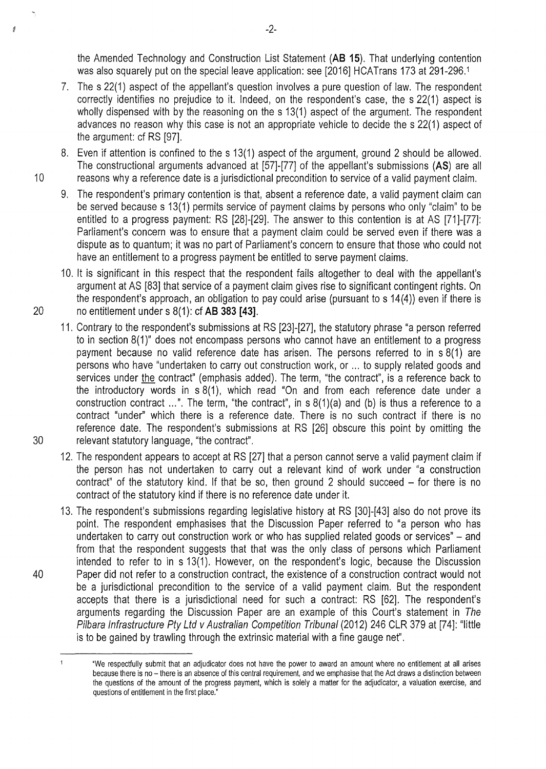the Amended Technology and Construction List Statement (**AB 15**). That underlying contention was also squarely put on the special leave application: see [2016] HCATrans 173 at 291-296.[1]

7. The s 22(1) aspect of the appellant's question involves a pure question of law. The respondent correctly identifies no prejudice to it. Indeed, on the respondent's case, the s 22(1) aspect is wholly dispensed with by the reasoning on the s 13(1) aspect of the argument. The respondent advances no reason why this case is not an appropriate vehicle to decide the s 22(1) aspect of the argument: cf RS [97].

8. Even if attention is confined to the s 13(1) aspect of the argument, ground 2 should be allowed. The constructional arguments advanced at [57]-[77] of the appellant's submissions (**AS**) are all reasons why a reference date is a jurisdictional precondition to service of a valid payment claim.

9. The respondent's primary contention is that, absent a reference date, a valid payment claim can be served because s 13(1) permits service of payment claims by persons who only "claim" to be entitled to a progress payment: RS [28]-[29]. The answer to this contention is at AS [71]-[77]: Parliament's concern was to ensure that a payment claim could be served even if there was a dispute as to quantum; it was no part of Parliament's concern to ensure that those who could not have an entitlement to a progress payment be entitled to serve payment claims.

10. It is significant in this respect that the respondent fails altogether to deal with the appellant's argument at AS [83] that service of a payment claim gives rise to significant contingent rights. On the respondent's approach, an obligation to pay could arise (pursuant to s 14(4)) even if there is no entitlement under s 8(1): cf **AB 383 [43]**.

11. Contrary to the respondent's submissions at RS [23]-[27], the statutory phrase "a person referred to in section 8(1)" does not encompass persons who cannot have an entitlement to a progress payment because no valid reference date has arisen. The persons referred to in s 8(1) are persons who have "undertaken to carry out construction work, or ... to supply related goods and services under the contract" (emphasis added). The term, "the contract", is a reference back to the introductory words in s 8(1), which read "On and from each reference date under a construction contract ...". The term, "the contract", in s 8(1)(a) and (b) is thus a reference to a contract "under" which there is a reference date. There is no such contract if there is no reference date. The respondent's submissions at RS [26] obscure this point by omitting the relevant statutory language, "the contract".

12. The respondent appears to accept at RS [27] that a person cannot serve a valid payment claim if the person has not undertaken to carry out a relevant kind of work under "a construction contract" of the statutory kind. If that be so, then ground 2 should succeed – for there is no contract of the statutory kind if there is no reference date under it.

13. The respondent's submissions regarding legislative history at RS [30]-[43] also do not prove its point. The respondent emphasises that the Discussion Paper referred to "a person who has undertaken to carry out construction work or who has supplied related goods or services" – and from that the respondent suggests that that was the only class of persons which Parliament intended to refer to in s 13(1). However, on the respondent's logic, because the Discussion Paper did not refer to a construction contract, the existence of a construction contract would not be a jurisdictional precondition to the service of a valid payment claim. But the respondent accepts that there is a jurisdictional need for such a contract: RS [62]. The respondent's arguments regarding the Discussion Paper are an example of this Court's statement in *The Pilbara Infrastructure Pty Ltd v Australian Competition Tribunal* (2012) 246 CLR 379 at [74]: "little is to be gained by trawling through the extrinsic material with a fine gauge net".

[1] "We respectfully submit that an adjudicator does not have the power to award an amount where no entitlement at all arises because there is no – there is an absence of this central requirement, and we emphasise that the Act draws a distinction between the questions of the amount of the progress payment, which is solely a matter for the adjudicator, a valuation exercise, and questions of entitlement in the first place."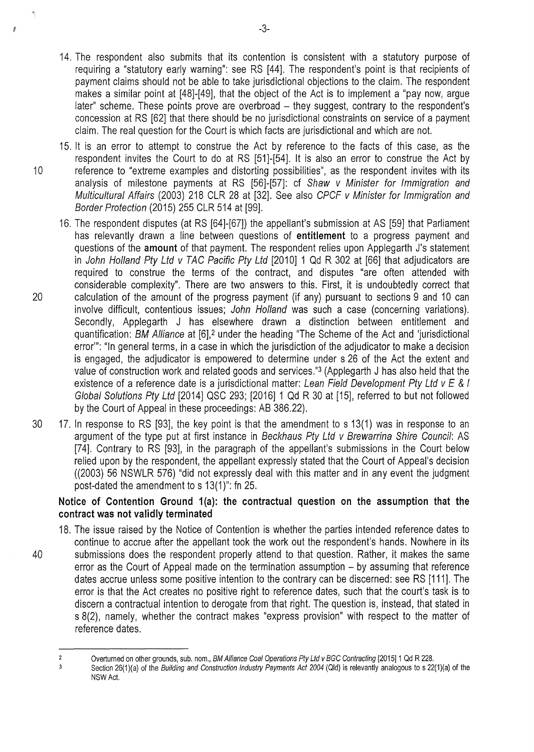14. The respondent also submits that its contention is consistent with a statutory purpose of requiring a "statutory early warning": see RS [44]. The respondent's point is that recipients of payment claims should not be able to take jurisdictional objections to the claim. The respondent makes a similar point at [48]-[49], that the object of the Act is to implement a "pay now, argue later" scheme. These points prove are overbroad – they suggest, contrary to the respondent's concession at RS [62] that there should be no jurisdictional constraints on service of a payment claim. The real question for the Court is which facts are jurisdictional and which are not.

15. It is an error to attempt to construe the Act by reference to the facts of this case, as the respondent invites the Court to do at RS [51]-[54]. It is also an error to construe the Act by reference to "extreme examples and distorting possibilities", as the respondent invites with its analysis of milestone payments at RS [56]-[57]: cf *Shaw v Minister for Immigration and Multicultural Affairs* (2003) 218 CLR 28 at [32]. See also *CPCF v Minister for Immigration and Border Protection* (2015) 255 CLR 514 at [99].

16. The respondent disputes (at RS [64]-[67]) the appellant's submission at AS [59] that Parliament has relevantly drawn a line between questions of **entitlement** to a progress payment and questions of the **amount** of that payment. The respondent relies upon Applegarth J's statement in *John Holland Pty Ltd v TAC Pacific Pty Ltd* [2010] 1 Qd R 302 at [66] that adjudicators are required to construe the terms of the contract, and disputes "are often attended with considerable complexity". There are two answers to this. First, it is undoubtedly correct that calculation of the amount of the progress payment (if any) pursuant to sections 9 and 10 can involve difficult, contentious issues; *John Holland* was such a case (concerning variations). Secondly, Applegarth J has elsewhere drawn a distinction between entitlement and quantification: *BM Alliance* at [6],[2] under the heading "The Scheme of the Act and 'jurisdictional error'": "In general terms, in a case in which the jurisdiction of the adjudicator to make a decision is engaged, the adjudicator is empowered to determine under s 26 of the Act the extent and value of construction work and related goods and services."[3] (Applegarth J has also held that the existence of a reference date is a jurisdictional matter: *Lean Field Development Pty Ltd v E & I Global Solutions Pty Ltd* [2014] QSC 293; [2016] 1 Qd R 30 at [15], referred to but not followed by the Court of Appeal in these proceedings: AB 386.22).

17. In response to RS [93], the key point is that the amendment to s 13(1) was in response to an argument of the type put at first instance in *Beckhaus Pty Ltd v Brewarrina Shire Council*: AS [74]. Contrary to RS [93], in the paragraph of the appellant's submissions in the Court below relied upon by the respondent, the appellant expressly stated that the Court of Appeal's decision ((2003) 56 NSWLR 576) "did not expressly deal with this matter and in any event the judgment post-dated the amendment to s 13(1)": fn 25.

### Notice of Contention Ground 1(a): the contractual question on the assumption that the contract was not validly terminated

18. The issue raised by the Notice of Contention is whether the parties intended reference dates to continue to accrue after the appellant took the work out the respondent's hands. Nowhere in its submissions does the respondent properly attend to that question. Rather, it makes the same error as the Court of Appeal made on the termination assumption – by assuming that reference dates accrue unless some positive intention to the contrary can be discerned: see RS [111]. The error is that the Act creates no positive right to reference dates, such that the court's task is to discern a contractual intention to derogate from that right. The question is, instead, that stated in s 8(2), namely, whether the contract makes "express provision" with respect to the matter of reference dates.

---

[2] Overturned on other grounds, sub. nom., *BM Alliance Coal Operations Pty Ltd v BGC Contracting* [2015] 1 Qd R 228.

[3] Section 26(1)(a) of the *Building and Construction Industry Payments Act 2004* (Qld) is relevantly analogous to s 22(1)(a) of the NSW Act.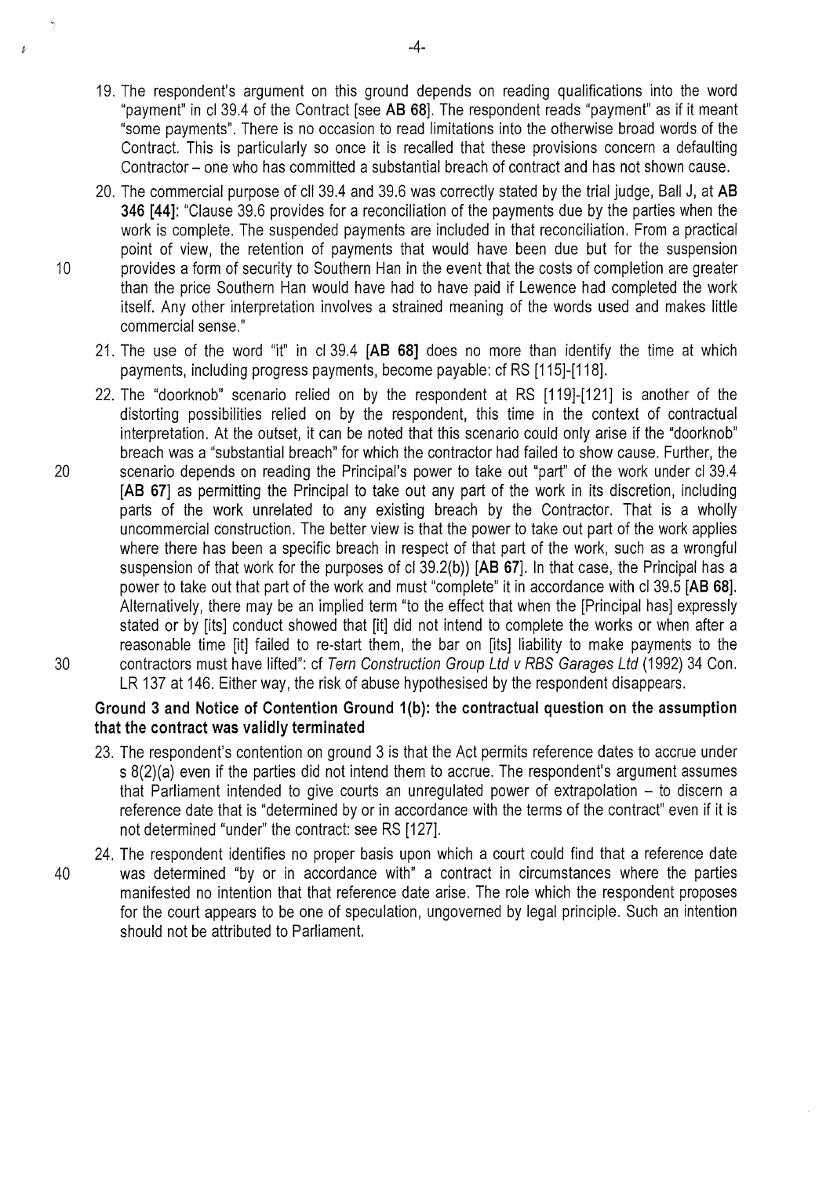19. The respondent's argument on this ground depends on reading qualifications into the word "payment" in cl 39.4 of the Contract [see **AB 68**]. The respondent reads "payment" as if it meant "some payments". There is no occasion to read limitations into the otherwise broad words of the Contract. This is particularly so once it is recalled that these provisions concern a defaulting Contractor – one who has committed a substantial breach of contract and has not shown cause.

20. The commercial purpose of cll 39.4 and 39.6 was correctly stated by the trial judge, Ball J, at **AB 346 [44]**: "Clause 39.6 provides for a reconciliation of the payments due by the parties when the work is complete. The suspended payments are included in that reconciliation. From a practical point of view, the retention of payments that would have been due but for the suspension provides a form of security to Southern Han in the event that the costs of completion are greater than the price Southern Han would have had to have paid if Lewence had completed the work itself. Any other interpretation involves a strained meaning of the words used and makes little commercial sense."

21. The use of the word "it" in cl 39.4 **[AB 68]** does no more than identify the time at which payments, including progress payments, become payable: cf RS [115]-[118].

22. The "doorknob" scenario relied on by the respondent at RS [119]-[121] is another of the distorting possibilities relied on by the respondent, this time in the context of contractual interpretation. At the outset, it can be noted that this scenario could only arise if the "doorknob" breach was a "substantial breach" for which the contractor had failed to show cause. Further, the scenario depends on reading the Principal's power to take out "part" of the work under cl 39.4 **[AB 67]** as permitting the Principal to take out any part of the work in its discretion, including parts of the work unrelated to any existing breach by the Contractor. That is a wholly uncommercial construction. The better view is that the power to take out part of the work applies where there has been a specific breach in respect of that part of the work, such as a wrongful suspension of that work for the purposes of cl 39.2(b)) **[AB 67]**. In that case, the Principal has a power to take out that part of the work and must "complete" it in accordance with cl 39.5 **[AB 68]**. Alternatively, there may be an implied term "to the effect that when the [Principal has] expressly stated or by [its] conduct showed that [it] did not intend to complete the works or when after a reasonable time [it] failed to re-start them, the bar on [its] liability to make payments to the contractors must have lifted": cf *Tern Construction Group Ltd v RBS Garages Ltd* (1992) 34 Con. LR 137 at 146. Either way, the risk of abuse hypothesised by the respondent disappears.

**Ground 3 and Notice of Contention Ground 1(b): the contractual question on the assumption that the contract was validly terminated**

23. The respondent's contention on ground 3 is that the Act permits reference dates to accrue under s 8(2)(a) even if the parties did not intend them to accrue. The respondent's argument assumes that Parliament intended to give courts an unregulated power of extrapolation – to discern a reference date that is "determined by or in accordance with the terms of the contract" even if it is not determined "under" the contract: see RS [127].

24. The respondent identifies no proper basis upon which a court could find that a reference date was determined "by or in accordance with" a contract in circumstances where the parties manifested no intention that that reference date arise. The role which the respondent proposes for the court appears to be one of speculation, ungoverned by legal principle. Such an intention should not be attributed to Parliament.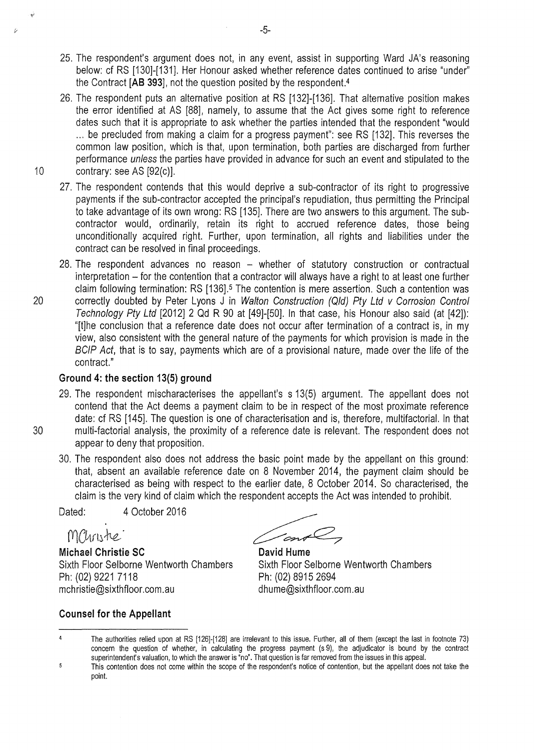25. The respondent's argument does not, in any event, assist in supporting Ward JA's reasoning below: cf RS [130]-[131]. Her Honour asked whether reference dates continued to arise "under" the Contract **[AB 393]**, not the question posited by the respondent.[4]

26. The respondent puts an alternative position at RS [132]-[136]. That alternative position makes the error identified at AS [88], namely, to assume that the Act gives some right to reference dates such that it is appropriate to ask whether the parties intended that the respondent "would ... be precluded from making a claim for a progress payment": see RS [132]. This reverses the common law position, which is that, upon termination, both parties are discharged from further performance *unless* the parties have provided in advance for such an event and stipulated to the contrary: see AS [92(c)].

27. The respondent contends that this would deprive a sub-contractor of its right to progressive payments if the sub-contractor accepted the principal's repudiation, thus permitting the Principal to take advantage of its own wrong: RS [135]. There are two answers to this argument. The sub-contractor would, ordinarily, retain its right to accrued reference dates, those being unconditionally acquired right. Further, upon termination, all rights and liabilities under the contract can be resolved in final proceedings.

28. The respondent advances no reason – whether of statutory construction or contractual interpretation – for the contention that a contractor will always have a right to at least one further claim following termination: RS [136].[5] The contention is mere assertion. Such a contention was correctly doubted by Peter Lyons J in *Walton Construction (Qld) Pty Ltd v Corrosion Control Technology Pty Ltd* [2012] 2 Qd R 90 at [49]-[50]. In that case, his Honour also said (at [42]): "[t]he conclusion that a reference date does not occur after termination of a contract is, in my view, also consistent with the general nature of the payments for which provision is made in the *BCIP Act*, that is to say, payments which are of a provisional nature, made over the life of the contract."

### Ground 4: the section 13(5) ground

29. The respondent mischaracterises the appellant's s 13(5) argument. The appellant does not contend that the Act deems a payment claim to be in respect of the most proximate reference date: cf RS [145]. The question is one of characterisation and is, therefore, multifactorial. In that multi-factorial analysis, the proximity of a reference date is relevant. The respondent does not appear to deny that proposition.

30. The respondent also does not address the basic point made by the appellant on this ground: that, absent an available reference date on 8 November 2014, the payment claim should be characterised as being with respect to the earlier date, 8 October 2014. So characterised, the claim is the very kind of claim which the respondent accepts the Act was intended to prohibit.

Dated: 4 October 2016

| | |
|---|---|
| **Michael Christie SC** | **David Hume** |
| Sixth Floor Selborne Wentworth Chambers | Sixth Floor Selborne Wentworth Chambers |
| Ph: (02) 9221 7118 | Ph: (02) 8915 2694 |
| mchristie@sixthfloor.com.au | dhume@sixthfloor.com.au |

**Counsel for the Appellant**

---

[4] The authorities relied upon at RS [126]-[128] are irrelevant to this issue. Further, all of them (except the last in footnote 73) concern the question of whether, in calculating the progress payment (s 9), the adjudicator is bound by the contract superintendent's valuation, to which the answer is "no". That question is far removed from the issues in this appeal.

[5] This contention does not come within the scope of the respondent's notice of contention, but the appellant does not take the point.